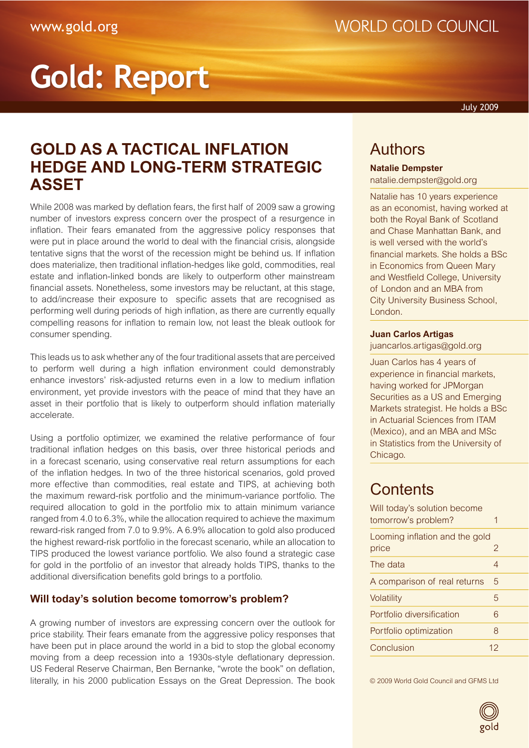# Gold: Report

July 2009

## GOLD AS A TACTICAL INFLATION HEDGE AND LONG-TERM STRATEGIC ASSET

While 2008 was marked by deflation fears, the first half of 2009 saw a growing number of investors express concern over the prospect of a resurgence in inflation. Their fears emanated from the aggressive policy responses that were put in place around the world to deal with the financial crisis, alongside tentative signs that the worst of the recession might be behind us. If inflation does materialize, then traditional inflation-hedges like gold, commodities, real estate and inflation-linked bonds are likely to outperform other mainstream financial assets. Nonetheless, some investors may be reluctant, at this stage, to add/increase their exposure to specific assets that are recognised as performing well during periods of high inflation, as there are currently equally compelling reasons for inflation to remain low, not least the bleak outlook for consumer spending.

This leads us to ask whether any of the four traditional assets that are perceived to perform well during a high inflation environment could demonstrably enhance investors' risk-adjusted returns even in a low to medium inflation environment, yet provide investors with the peace of mind that they have an asset in their portfolio that is likely to outperform should inflation materially accelerate.

Using a portfolio optimizer, we examined the relative performance of four traditional inflation hedges on this basis, over three historical periods and in a forecast scenario, using conservative real return assumptions for each of the inflation hedges. In two of the three historical scenarios, gold proved more effective than commodities, real estate and TIPS, at achieving both the maximum reward-risk portfolio and the minimum-variance portfolio. The required allocation to gold in the portfolio mix to attain minimum variance ranged from 4.0 to 6.3%, while the allocation required to achieve the maximum reward-risk ranged from 7.0 to 9.9%. A 6.9% allocation to gold also produced the highest reward-risk portfolio in the forecast scenario, while an allocation to TIPS produced the lowest variance portfolio. We also found a strategic case for gold in the portfolio of an investor that already holds TIPS, thanks to the additional diversification benefits gold brings to a portfolio.

### Will today's solution become tomorrow's problem?

A growing number of investors are expressing concern over the outlook for price stability. Their fears emanate from the aggressive policy responses that have been put in place around the world in a bid to stop the global economy moving from a deep recession into a 1930s-style deflationary depression. US Federal Reserve Chairman, Ben Bernanke, "wrote the book" on deflation, literally, in his 2000 publication Essays on the Great Depression. The book

## Authors

**Natalie Dempster**
natalie.dempster@gold.org

Natalie has 10 years experience as an economist, having worked at both the Royal Bank of Scotland and Chase Manhattan Bank, and is well versed with the world's financial markets. She holds a BSc in Economics from Queen Mary and Westfield College, University of London and an MBA from City University Business School, London.

**Juan Carlos Artigas**
juancarlos.artigas@gold.org

Juan Carlos has 4 years of experience in financial markets, having worked for JPMorgan Securities as a US and Emerging Markets strategist. He holds a BSc in Actuarial Sciences from ITAM (Mexico), and an MBA and MSc in Statistics from the University of Chicago.

## Contents

| | |
|---|---|
| Will today's solution become tomorrow's problem? | 1 |
| Looming inflation and the gold price | 2 |
| The data | 4 |
| A comparison of real returns | 5 |
| Volatility | 5 |
| Portfolio diversification | 6 |
| Portfolio optimization | 8 |
| Conclusion | 12 |

© 2009 World Gold Council and GFMS Ltd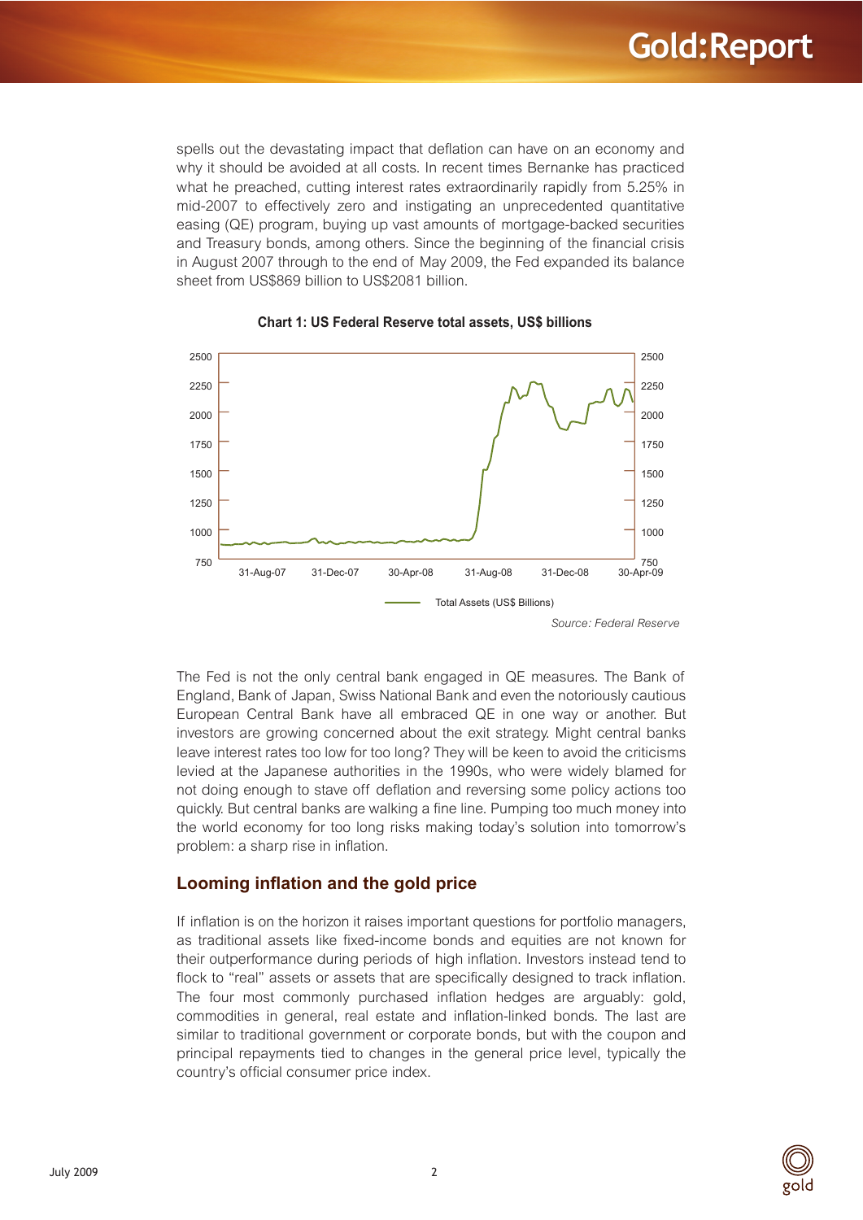spells out the devastating impact that deflation can have on an economy and why it should be avoided at all costs. In recent times Bernanke has practiced what he preached, cutting interest rates extraordinarily rapidly from 5.25% in mid-2007 to effectively zero and instigating an unprecedented quantitative easing (QE) program, buying up vast amounts of mortgage-backed securities and Treasury bonds, among others. Since the beginning of the financial crisis in August 2007 through to the end of May 2009, the Fed expanded its balance sheet from US$869 billion to US$2081 billion.

**Chart 1: US Federal Reserve total assets, US$ billions**

*Source: Federal Reserve*

The Fed is not the only central bank engaged in QE measures. The Bank of England, Bank of Japan, Swiss National Bank and even the notoriously cautious European Central Bank have all embraced QE in one way or another. But investors are growing concerned about the exit strategy. Might central banks leave interest rates too low for too long? They will be keen to avoid the criticisms levied at the Japanese authorities in the 1990s, who were widely blamed for not doing enough to stave off deflation and reversing some policy actions too quickly. But central banks are walking a fine line. Pumping too much money into the world economy for too long risks making today's solution into tomorrow's problem: a sharp rise in inflation.

## Looming inflation and the gold price

If inflation is on the horizon it raises important questions for portfolio managers, as traditional assets like fixed-income bonds and equities are not known for their outperformance during periods of high inflation. Investors instead tend to flock to "real" assets or assets that are specifically designed to track inflation. The four most commonly purchased inflation hedges are arguably: gold, commodities in general, real estate and inflation-linked bonds. The last are similar to traditional government or corporate bonds, but with the coupon and principal repayments tied to changes in the general price level, typically the country's official consumer price index.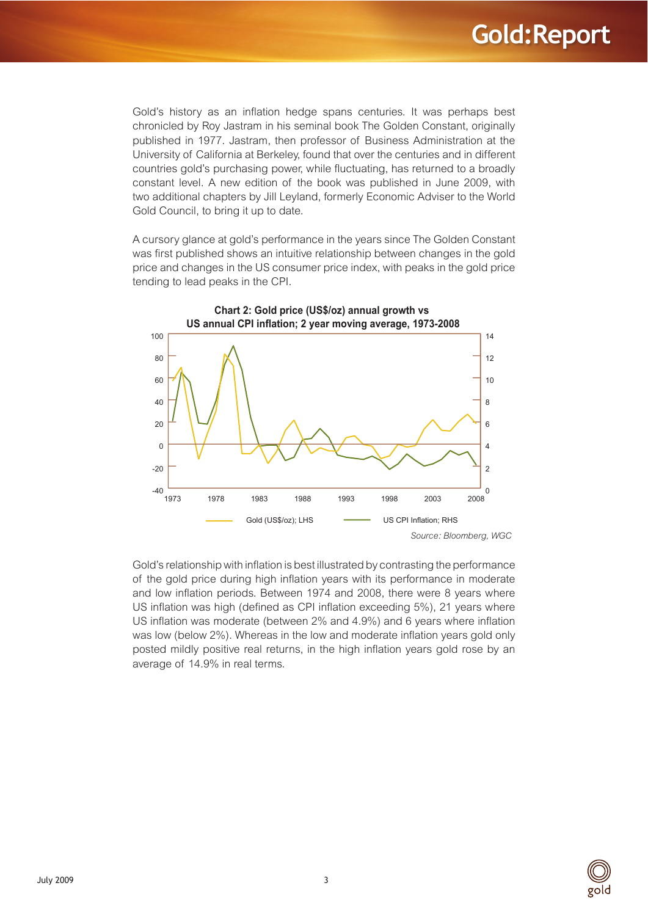Gold's history as an inflation hedge spans centuries. It was perhaps best chronicled by Roy Jastram in his seminal book The Golden Constant, originally published in 1977. Jastram, then professor of Business Administration at the University of California at Berkeley, found that over the centuries and in different countries gold's purchasing power, while fluctuating, has returned to a broadly constant level. A new edition of the book was published in June 2009, with two additional chapters by Jill Leyland, formerly Economic Adviser to the World Gold Council, to bring it up to date.

A cursory glance at gold's performance in the years since The Golden Constant was first published shows an intuitive relationship between changes in the gold price and changes in the US consumer price index, with peaks in the gold price tending to lead peaks in the CPI.

**Chart 2: Gold price (US$/oz) annual growth vs US annual CPI inflation; 2 year moving average, 1973-2008**

*Source: Bloomberg, WGC*

Gold's relationship with inflation is best illustrated by contrasting the performance of the gold price during high inflation years with its performance in moderate and low inflation periods. Between 1974 and 2008, there were 8 years where US inflation was high (defined as CPI inflation exceeding 5%), 21 years where US inflation was moderate (between 2% and 4.9%) and 6 years where inflation was low (below 2%). Whereas in the low and moderate inflation years gold only posted mildly positive real returns, in the high inflation years gold rose by an average of 14.9% in real terms.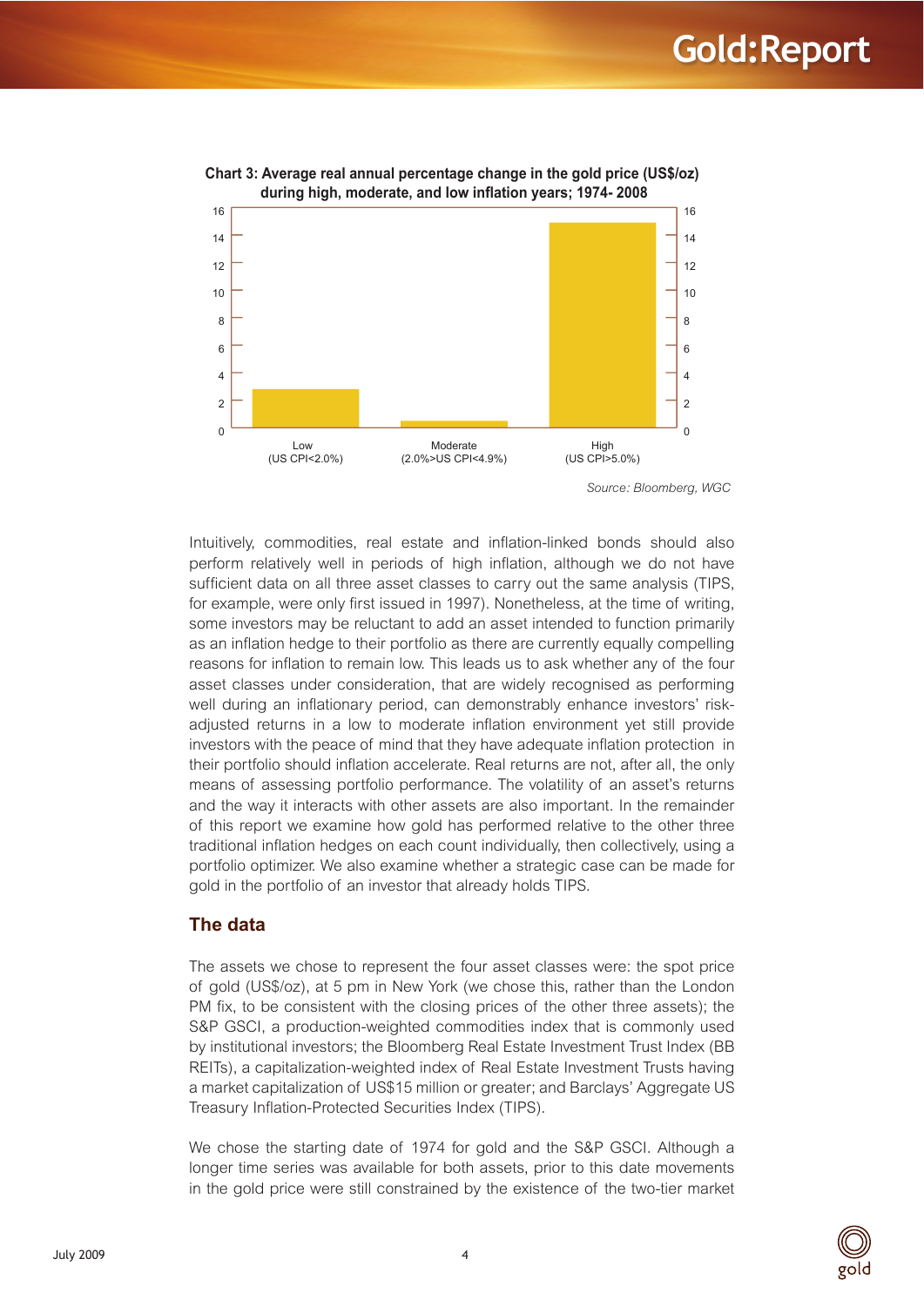**Chart 3: Average real annual percentage change in the gold price (US$/oz) during high, moderate, and low inflation years; 1974- 2008**

| Inflation regime | Average real annual % change (approx.) |
|---|---|
| Low (US CPI<2.0%) | ~2.8 |
| Moderate (2.0%>US CPI<4.9%) | ~0.5 |
| High (US CPI>5.0%) | ~14.9 |

*Source: Bloomberg, WGC*

Intuitively, commodities, real estate and inflation-linked bonds should also perform relatively well in periods of high inflation, although we do not have sufficient data on all three asset classes to carry out the same analysis (TIPS, for example, were only first issued in 1997). Nonetheless, at the time of writing, some investors may be reluctant to add an asset intended to function primarily as an inflation hedge to their portfolio as there are currently equally compelling reasons for inflation to remain low. This leads us to ask whether any of the four asset classes under consideration, that are widely recognised as performing well during an inflationary period, can demonstrably enhance investors' risk-adjusted returns in a low to moderate inflation environment yet still provide investors with the peace of mind that they have adequate inflation protection in their portfolio should inflation accelerate. Real returns are not, after all, the only means of assessing portfolio performance. The volatility of an asset's returns and the way it interacts with other assets are also important. In the remainder of this report we examine how gold has performed relative to the other three traditional inflation hedges on each count individually, then collectively, using a portfolio optimizer. We also examine whether a strategic case can be made for gold in the portfolio of an investor that already holds TIPS.

## The data

The assets we chose to represent the four asset classes were: the spot price of gold (US$/oz), at 5 pm in New York (we chose this, rather than the London PM fix, to be consistent with the closing prices of the other three assets); the S&P GSCI, a production-weighted commodities index that is commonly used by institutional investors; the Bloomberg Real Estate Investment Trust Index (BB REITs), a capitalization-weighted index of Real Estate Investment Trusts having a market capitalization of US$15 million or greater; and Barclays' Aggregate US Treasury Inflation-Protected Securities Index (TIPS).

We chose the starting date of 1974 for gold and the S&P GSCI. Although a longer time series was available for both assets, prior to this date movements in the gold price were still constrained by the existence of the two-tier market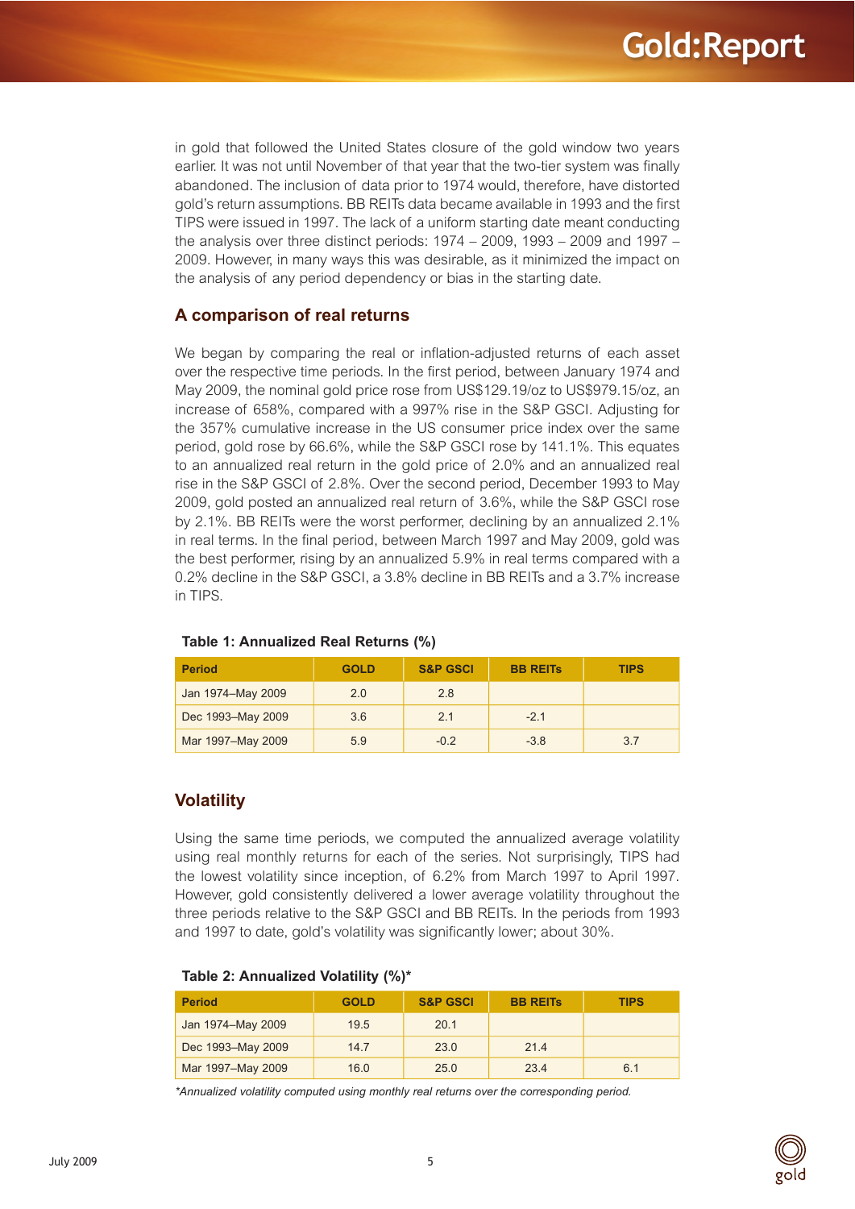in gold that followed the United States closure of the gold window two years earlier. It was not until November of that year that the two-tier system was finally abandoned. The inclusion of data prior to 1974 would, therefore, have distorted gold's return assumptions. BB REITs data became available in 1993 and the first TIPS were issued in 1997. The lack of a uniform starting date meant conducting the analysis over three distinct periods: 1974 – 2009, 1993 – 2009 and 1997 – 2009. However, in many ways this was desirable, as it minimized the impact on the analysis of any period dependency or bias in the starting date.

## A comparison of real returns

We began by comparing the real or inflation-adjusted returns of each asset over the respective time periods. In the first period, between January 1974 and May 2009, the nominal gold price rose from US$129.19/oz to US$979.15/oz, an increase of 658%, compared with a 997% rise in the S&P GSCI. Adjusting for the 357% cumulative increase in the US consumer price index over the same period, gold rose by 66.6%, while the S&P GSCI rose by 141.1%. This equates to an annualized real return in the gold price of 2.0% and an annualized real rise in the S&P GSCI of 2.8%. Over the second period, December 1993 to May 2009, gold posted an annualized real return of 3.6%, while the S&P GSCI rose by 2.1%. BB REITs were the worst performer, declining by an annualized 2.1% in real terms. In the final period, between March 1997 and May 2009, gold was the best performer, rising by an annualized 5.9% in real terms compared with a 0.2% decline in the S&P GSCI, a 3.8% decline in BB REITs and a 3.7% increase in TIPS.

**Table 1: Annualized Real Returns (%)**

| Period | GOLD | S&P GSCI | BB REITs | TIPS |
|---|---|---|---|---|
| Jan 1974–May 2009 | 2.0 | 2.8 | | |
| Dec 1993–May 2009 | 3.6 | 2.1 | -2.1 | |
| Mar 1997–May 2009 | 5.9 | -0.2 | -3.8 | 3.7 |

## Volatility

Using the same time periods, we computed the annualized average volatility using real monthly returns for each of the series. Not surprisingly, TIPS had the lowest volatility since inception, of 6.2% from March 1997 to April 1997. However, gold consistently delivered a lower average volatility throughout the three periods relative to the S&P GSCI and BB REITs. In the periods from 1993 and 1997 to date, gold's volatility was significantly lower; about 30%.

**Table 2: Annualized Volatility (%)***

| Period | GOLD | S&P GSCI | BB REITs | TIPS |
|---|---|---|---|---|
| Jan 1974–May 2009 | 19.5 | 20.1 | | |
| Dec 1993–May 2009 | 14.7 | 23.0 | 21.4 | |
| Mar 1997–May 2009 | 16.0 | 25.0 | 23.4 | 6.1 |

*\*Annualized volatility computed using monthly real returns over the corresponding period.*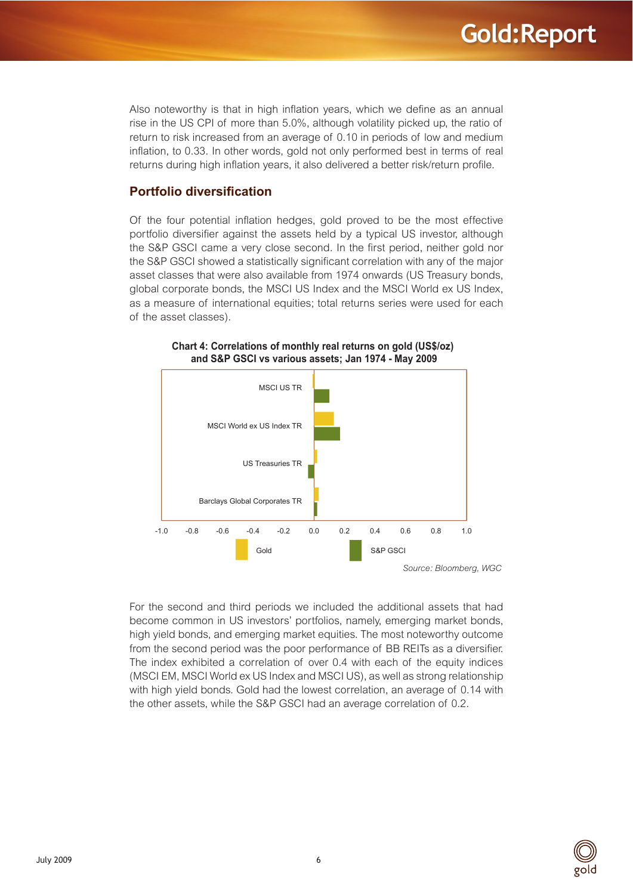Also noteworthy is that in high inflation years, which we define as an annual rise in the US CPI of more than 5.0%, although volatility picked up, the ratio of return to risk increased from an average of 0.10 in periods of low and medium inflation, to 0.33. In other words, gold not only performed best in terms of real returns during high inflation years, it also delivered a better risk/return profile.

## Portfolio diversification

Of the four potential inflation hedges, gold proved to be the most effective portfolio diversifier against the assets held by a typical US investor, although the S&P GSCI came a very close second. In the first period, neither gold nor the S&P GSCI showed a statistically significant correlation with any of the major asset classes that were also available from 1974 onwards (US Treasury bonds, global corporate bonds, the MSCI US Index and the MSCI World ex US Index, as a measure of international equities; total returns series were used for each of the asset classes).

**Chart 4: Correlations of monthly real returns on gold (US$/oz) and S&P GSCI vs various assets; Jan 1974 - May 2009**

MSCI US TR

MSCI World ex US Index TR

US Treasuries TR

Barclays Global Corporates TR

-1.0 -0.8 -0.6 -0.4 -0.2 0.0 0.2 0.4 0.6 0.8 1.0

Gold S&P GSCI

*Source: Bloomberg, WGC*

For the second and third periods we included the additional assets that had become common in US investors' portfolios, namely, emerging market bonds, high yield bonds, and emerging market equities. The most noteworthy outcome from the second period was the poor performance of BB REITs as a diversifier. The index exhibited a correlation of over 0.4 with each of the equity indices (MSCI EM, MSCI World ex US Index and MSCI US), as well as strong relationship with high yield bonds. Gold had the lowest correlation, an average of 0.14 with the other assets, while the S&P GSCI had an average correlation of 0.2.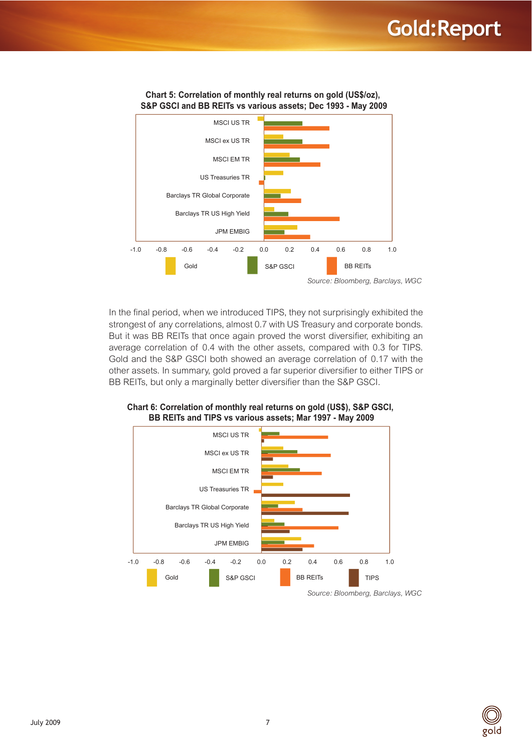**Chart 5: Correlation of monthly real returns on gold (US$/oz), S&P GSCI and BB REITs vs various assets; Dec 1993 - May 2009**

MSCI US TR
MSCI ex US TR
MSCI EM TR
US Treasuries TR
Barclays TR Global Corporate
Barclays TR US High Yield
JPM EMBIG

-1.0 -0.8 -0.6 -0.4 -0.2 0.0 0.2 0.4 0.6 0.8 1.0

Gold S&P GSCI BB REITs

*Source: Bloomberg, Barclays, WGC*

In the final period, when we introduced TIPS, they not surprisingly exhibited the strongest of any correlations, almost 0.7 with US Treasury and corporate bonds. But it was BB REITs that once again proved the worst diversifier, exhibiting an average correlation of 0.4 with the other assets, compared with 0.3 for TIPS. Gold and the S&P GSCI both showed an average correlation of 0.17 with the other assets. In summary, gold proved a far superior diversifier to either TIPS or BB REITs, but only a marginally better diversifier than the S&P GSCI.

**Chart 6: Correlation of monthly real returns on gold (US$), S&P GSCI, BB REITs and TIPS vs various assets; Mar 1997 - May 2009**

MSCI US TR
MSCI ex US TR
MSCI EM TR
US Treasuries TR
Barclays TR Global Corporate
Barclays TR US High Yield
JPM EMBIG

-1.0 -0.8 -0.6 -0.4 -0.2 0.0 0.2 0.4 0.6 0.8 1.0

Gold S&P GSCI BB REITs TIPS

*Source: Bloomberg, Barclays, WGC*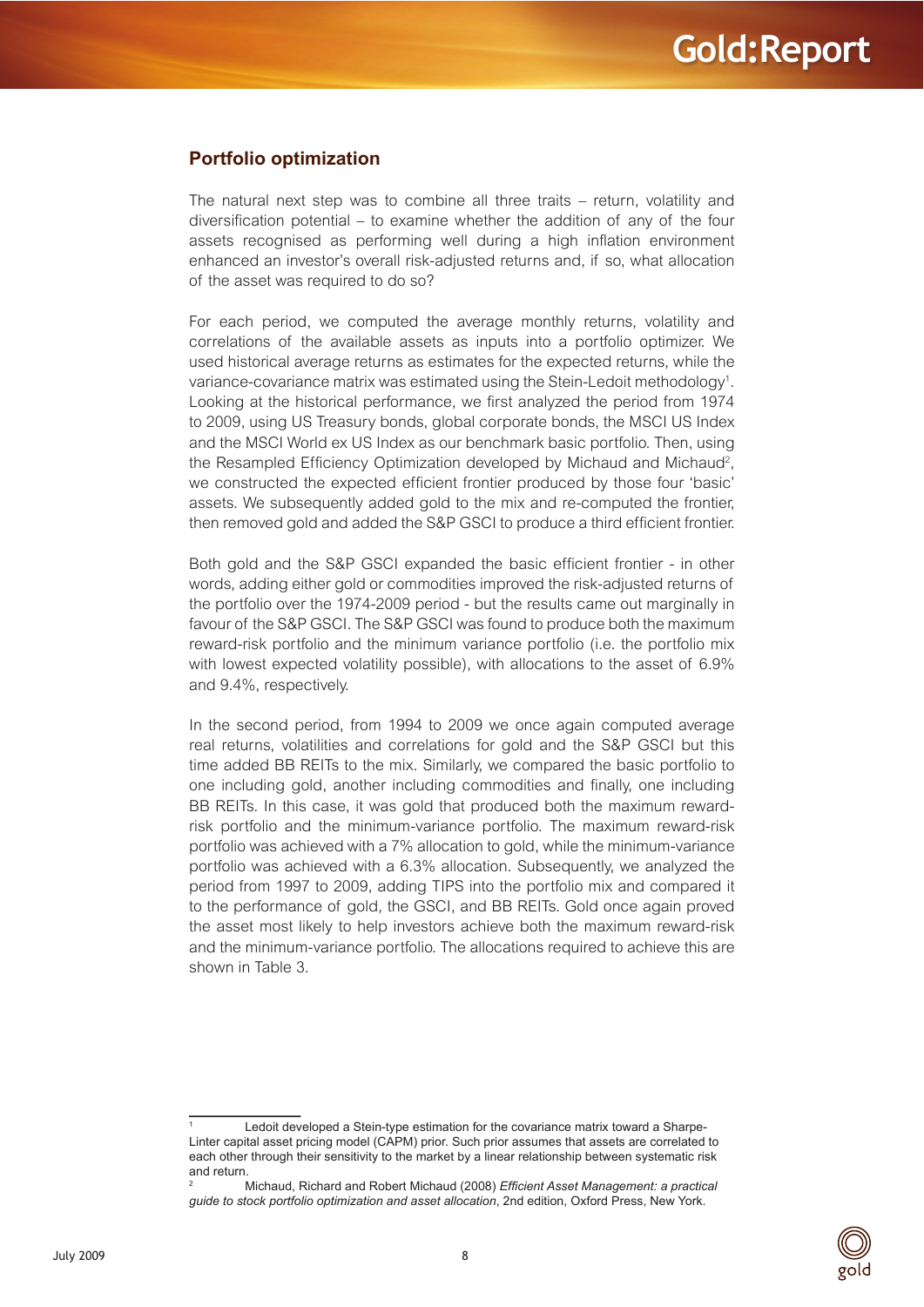## Portfolio optimization

The natural next step was to combine all three traits – return, volatility and diversification potential – to examine whether the addition of any of the four assets recognised as performing well during a high inflation environment enhanced an investor's overall risk-adjusted returns and, if so, what allocation of the asset was required to do so?

For each period, we computed the average monthly returns, volatility and correlations of the available assets as inputs into a portfolio optimizer. We used historical average returns as estimates for the expected returns, while the variance-covariance matrix was estimated using the Stein-Ledoit methodology[1]. Looking at the historical performance, we first analyzed the period from 1974 to 2009, using US Treasury bonds, global corporate bonds, the MSCI US Index and the MSCI World ex US Index as our benchmark basic portfolio. Then, using the Resampled Efficiency Optimization developed by Michaud and Michaud[2], we constructed the expected efficient frontier produced by those four 'basic' assets. We subsequently added gold to the mix and re-computed the frontier, then removed gold and added the S&P GSCI to produce a third efficient frontier.

Both gold and the S&P GSCI expanded the basic efficient frontier - in other words, adding either gold or commodities improved the risk-adjusted returns of the portfolio over the 1974-2009 period - but the results came out marginally in favour of the S&P GSCI. The S&P GSCI was found to produce both the maximum reward-risk portfolio and the minimum variance portfolio (i.e. the portfolio mix with lowest expected volatility possible), with allocations to the asset of 6.9% and 9.4%, respectively.

In the second period, from 1994 to 2009 we once again computed average real returns, volatilities and correlations for gold and the S&P GSCI but this time added BB REITs to the mix. Similarly, we compared the basic portfolio to one including gold, another including commodities and finally, one including BB REITs. In this case, it was gold that produced both the maximum reward-risk portfolio and the minimum-variance portfolio. The maximum reward-risk portfolio was achieved with a 7% allocation to gold, while the minimum-variance portfolio was achieved with a 6.3% allocation. Subsequently, we analyzed the period from 1997 to 2009, adding TIPS into the portfolio mix and compared it to the performance of gold, the GSCI, and BB REITs. Gold once again proved the asset most likely to help investors achieve both the maximum reward-risk and the minimum-variance portfolio. The allocations required to achieve this are shown in Table 3.

---

[1] Ledoit developed a Stein-type estimation for the covariance matrix toward a Sharpe-Linter capital asset pricing model (CAPM) prior. Such prior assumes that assets are correlated to each other through their sensitivity to the market by a linear relationship between systematic risk and return.

[2] Michaud, Richard and Robert Michaud (2008) *Efficient Asset Management: a practical guide to stock portfolio optimization and asset allocation*, 2nd edition, Oxford Press, New York.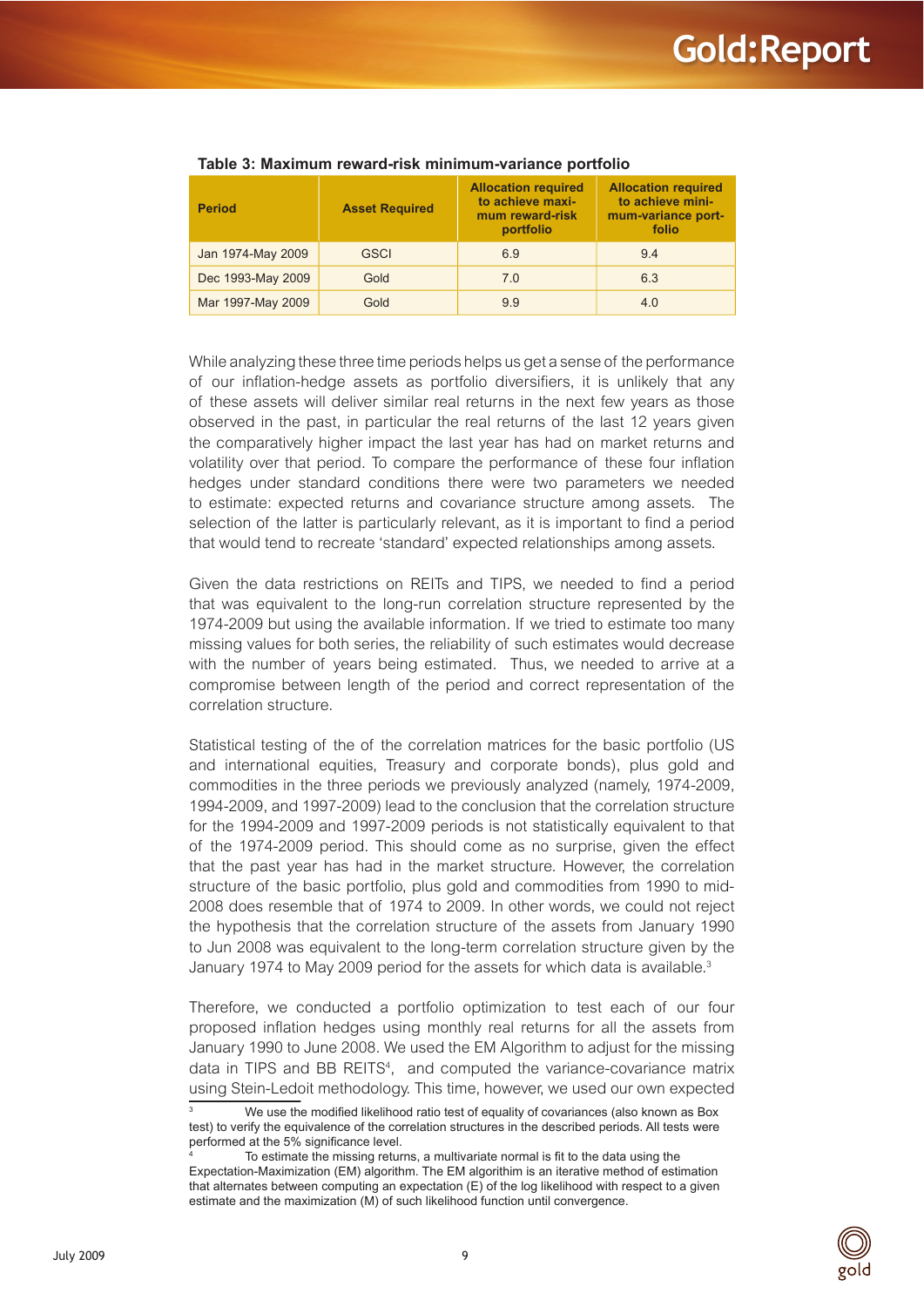**Table 3: Maximum reward-risk minimum-variance portfolio**

| Period | Asset Required | Allocation required to achieve maximum reward-risk portfolio | Allocation required to achieve minimum-variance portfolio |
|---|---|---|---|
| Jan 1974-May 2009 | GSCI | 6.9 | 9.4 |
| Dec 1993-May 2009 | Gold | 7.0 | 6.3 |
| Mar 1997-May 2009 | Gold | 9.9 | 4.0 |

While analyzing these three time periods helps us get a sense of the performance of our inflation-hedge assets as portfolio diversifiers, it is unlikely that any of these assets will deliver similar real returns in the next few years as those observed in the past, in particular the real returns of the last 12 years given the comparatively higher impact the last year has had on market returns and volatility over that period. To compare the performance of these four inflation hedges under standard conditions there were two parameters we needed to estimate: expected returns and covariance structure among assets. The selection of the latter is particularly relevant, as it is important to find a period that would tend to recreate 'standard' expected relationships among assets.

Given the data restrictions on REITs and TIPS, we needed to find a period that was equivalent to the long-run correlation structure represented by the 1974-2009 but using the available information. If we tried to estimate too many missing values for both series, the reliability of such estimates would decrease with the number of years being estimated. Thus, we needed to arrive at a compromise between length of the period and correct representation of the correlation structure.

Statistical testing of the of the correlation matrices for the basic portfolio (US and international equities, Treasury and corporate bonds), plus gold and commodities in the three periods we previously analyzed (namely, 1974-2009, 1994-2009, and 1997-2009) lead to the conclusion that the correlation structure for the 1994-2009 and 1997-2009 periods is not statistically equivalent to that of the 1974-2009 period. This should come as no surprise, given the effect that the past year has had in the market structure. However, the correlation structure of the basic portfolio, plus gold and commodities from 1990 to mid-2008 does resemble that of 1974 to 2009. In other words, we could not reject the hypothesis that the correlation structure of the assets from January 1990 to Jun 2008 was equivalent to the long-term correlation structure given by the January 1974 to May 2009 period for the assets for which data is available.[3]

Therefore, we conducted a portfolio optimization to test each of our four proposed inflation hedges using monthly real returns for all the assets from January 1990 to June 2008. We used the EM Algorithm to adjust for the missing data in TIPS and BB REITS[4], and computed the variance-covariance matrix using Stein-Ledoit methodology. This time, however, we used our own expected

---

[3] We use the modified likelihood ratio test of equality of covariances (also known as Box test) to verify the equivalence of the correlation structures in the described periods. All tests were performed at the 5% significance level.

[4] To estimate the missing returns, a multivariate normal is fit to the data using the Expectation-Maximization (EM) algorithm. The EM algorithim is an iterative method of estimation that alternates between computing an expectation (E) of the log likelihood with respect to a given estimate and the maximization (M) of such likelihood function until convergence.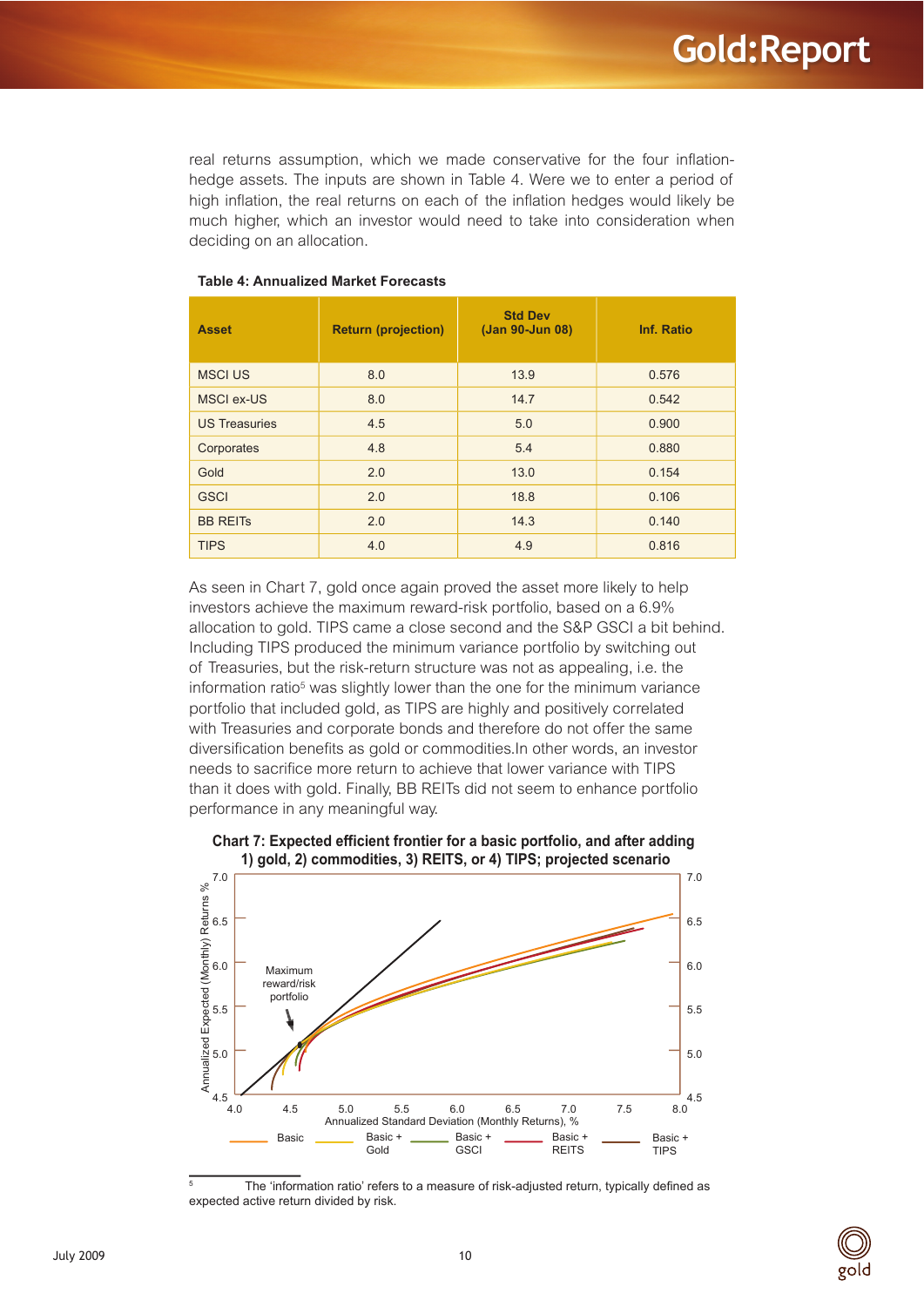real returns assumption, which we made conservative for the four inflation-hedge assets. The inputs are shown in Table 4. Were we to enter a period of high inflation, the real returns on each of the inflation hedges would likely be much higher, which an investor would need to take into consideration when deciding on an allocation.

**Table 4: Annualized Market Forecasts**

| Asset | Return (projection) | Std Dev (Jan 90-Jun 08) | Inf. Ratio |
|---|---|---|---|
| MSCI US | 8.0 | 13.9 | 0.576 |
| MSCI ex-US | 8.0 | 14.7 | 0.542 |
| US Treasuries | 4.5 | 5.0 | 0.900 |
| Corporates | 4.8 | 5.4 | 0.880 |
| Gold | 2.0 | 13.0 | 0.154 |
| GSCI | 2.0 | 18.8 | 0.106 |
| BB REITs | 2.0 | 14.3 | 0.140 |
| TIPS | 4.0 | 4.9 | 0.816 |

As seen in Chart 7, gold once again proved the asset more likely to help investors achieve the maximum reward-risk portfolio, based on a 6.9% allocation to gold. TIPS came a close second and the S&P GSCI a bit behind. Including TIPS produced the minimum variance portfolio by switching out of Treasuries, but the risk-return structure was not as appealing, i.e. the information ratio[5] was slightly lower than the one for the minimum variance portfolio that included gold, as TIPS are highly and positively correlated with Treasuries and corporate bonds and therefore do not offer the same diversification benefits as gold or commodities.In other words, an investor needs to sacrifice more return to achieve that lower variance with TIPS than it does with gold. Finally, BB REITs did not seem to enhance portfolio performance in any meaningful way.

**Chart 7: Expected efficient frontier for a basic portfolio, and after adding 1) gold, 2) commodities, 3) REITS, or 4) TIPS; projected scenario**

[5] The 'information ratio' refers to a measure of risk-adjusted return, typically defined as expected active return divided by risk.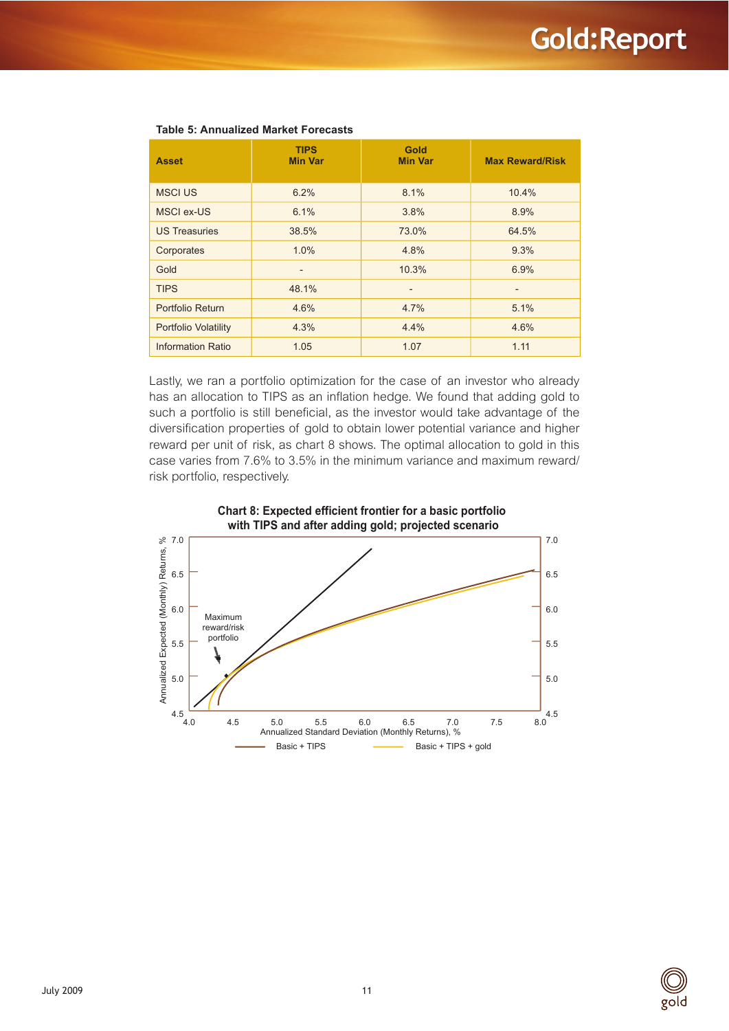**Table 5: Annualized Market Forecasts**

| Asset | TIPS Min Var | Gold Min Var | Max Reward/Risk |
|---|---|---|---|
| MSCI US | 6.2% | 8.1% | 10.4% |
| MSCI ex-US | 6.1% | 3.8% | 8.9% |
| US Treasuries | 38.5% | 73.0% | 64.5% |
| Corporates | 1.0% | 4.8% | 9.3% |
| Gold | - | 10.3% | 6.9% |
| TIPS | 48.1% | - | - |
| Portfolio Return | 4.6% | 4.7% | 5.1% |
| Portfolio Volatility | 4.3% | 4.4% | 4.6% |
| Information Ratio | 1.05 | 1.07 | 1.11 |

Lastly, we ran a portfolio optimization for the case of an investor who already has an allocation to TIPS as an inflation hedge. We found that adding gold to such a portfolio is still beneficial, as the investor would take advantage of the diversification properties of gold to obtain lower potential variance and higher reward per unit of risk, as chart 8 shows. The optimal allocation to gold in this case varies from 7.6% to 3.5% in the minimum variance and maximum reward/risk portfolio, respectively.

**Chart 8: Expected efficient frontier for a basic portfolio with TIPS and after adding gold; projected scenario**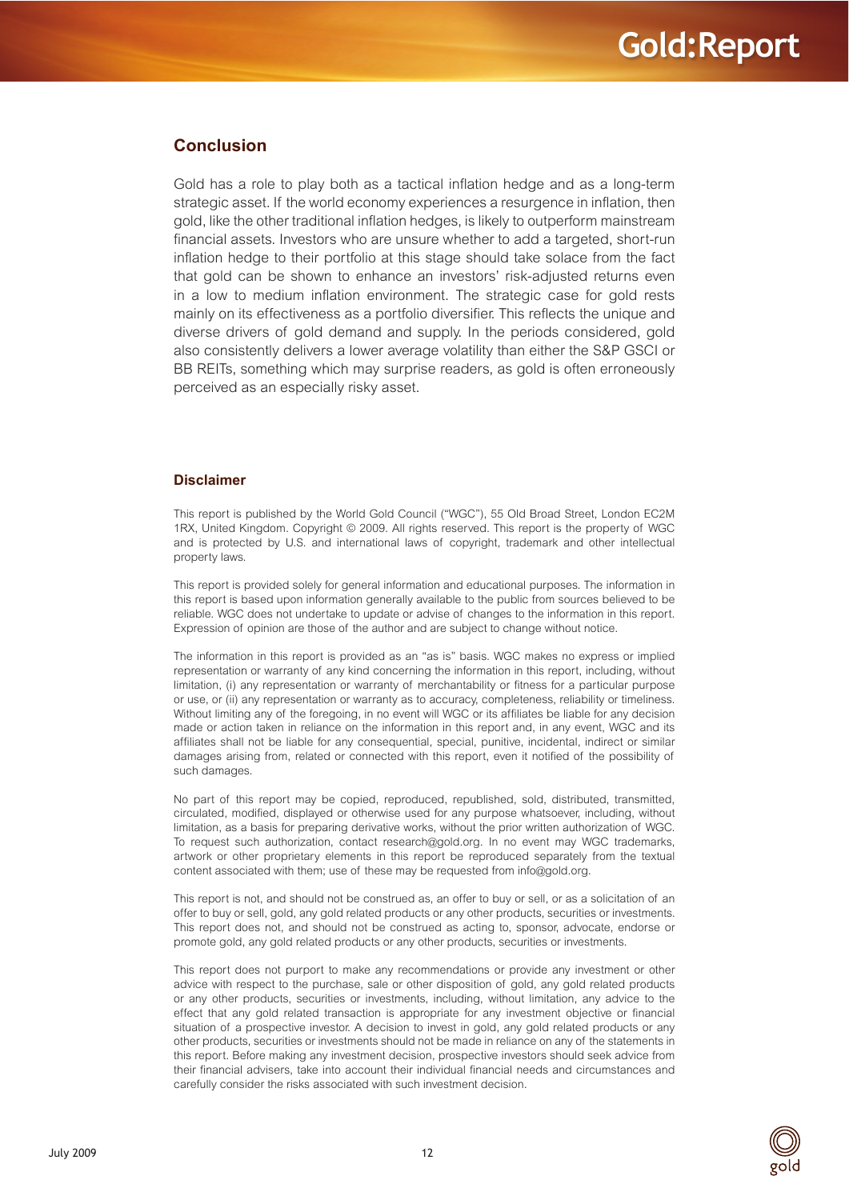## Conclusion

Gold has a role to play both as a tactical inflation hedge and as a long-term strategic asset. If the world economy experiences a resurgence in inflation, then gold, like the other traditional inflation hedges, is likely to outperform mainstream financial assets. Investors who are unsure whether to add a targeted, short-run inflation hedge to their portfolio at this stage should take solace from the fact that gold can be shown to enhance an investors' risk-adjusted returns even in a low to medium inflation environment. The strategic case for gold rests mainly on its effectiveness as a portfolio diversifier. This reflects the unique and diverse drivers of gold demand and supply. In the periods considered, gold also consistently delivers a lower average volatility than either the S&P GSCI or BB REITs, something which may surprise readers, as gold is often erroneously perceived as an especially risky asset.

### Disclaimer

This report is published by the World Gold Council ("WGC"), 55 Old Broad Street, London EC2M 1RX, United Kingdom. Copyright © 2009. All rights reserved. This report is the property of WGC and is protected by U.S. and international laws of copyright, trademark and other intellectual property laws.

This report is provided solely for general information and educational purposes. The information in this report is based upon information generally available to the public from sources believed to be reliable. WGC does not undertake to update or advise of changes to the information in this report. Expression of opinion are those of the author and are subject to change without notice.

The information in this report is provided as an "as is" basis. WGC makes no express or implied representation or warranty of any kind concerning the information in this report, including, without limitation, (i) any representation or warranty of merchantability or fitness for a particular purpose or use, or (ii) any representation or warranty as to accuracy, completeness, reliability or timeliness. Without limiting any of the foregoing, in no event will WGC or its affiliates be liable for any decision made or action taken in reliance on the information in this report and, in any event, WGC and its affiliates shall not be liable for any consequential, special, punitive, incidental, indirect or similar damages arising from, related or connected with this report, even it notified of the possibility of such damages.

No part of this report may be copied, reproduced, republished, sold, distributed, transmitted, circulated, modified, displayed or otherwise used for any purpose whatsoever, including, without limitation, as a basis for preparing derivative works, without the prior written authorization of WGC. To request such authorization, contact research@gold.org. In no event may WGC trademarks, artwork or other proprietary elements in this report be reproduced separately from the textual content associated with them; use of these may be requested from info@gold.org.

This report is not, and should not be construed as, an offer to buy or sell, or as a solicitation of an offer to buy or sell, gold, any gold related products or any other products, securities or investments. This report does not, and should not be construed as acting to, sponsor, advocate, endorse or promote gold, any gold related products or any other products, securities or investments.

This report does not purport to make any recommendations or provide any investment or other advice with respect to the purchase, sale or other disposition of gold, any gold related products or any other products, securities or investments, including, without limitation, any advice to the effect that any gold related transaction is appropriate for any investment objective or financial situation of a prospective investor. A decision to invest in gold, any gold related products or any other products, securities or investments should not be made in reliance on any of the statements in this report. Before making any investment decision, prospective investors should seek advice from their financial advisers, take into account their individual financial needs and circumstances and carefully consider the risks associated with such investment decision.